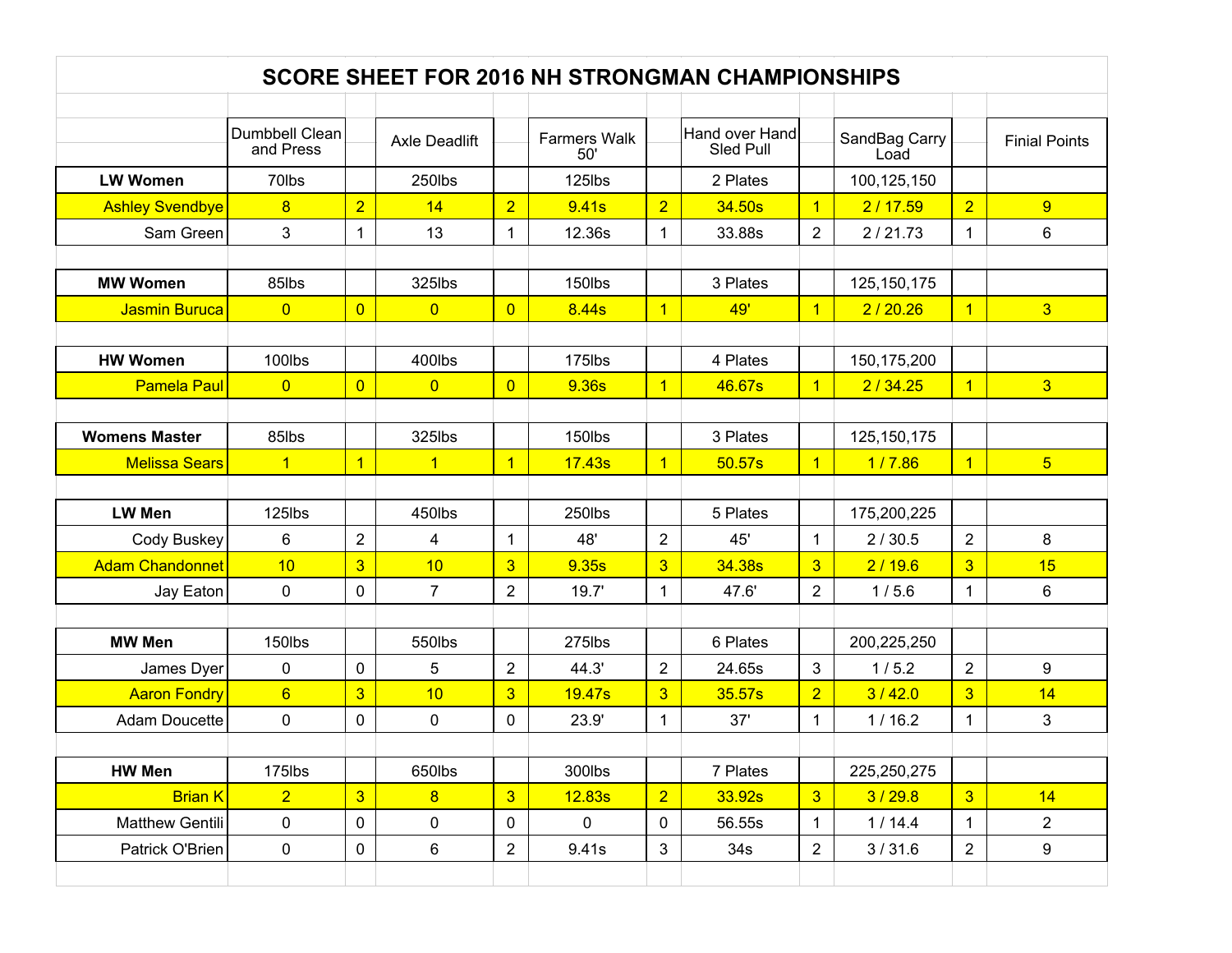# SCORE SHEET FOR 2016 NH STRONGMAN CHAMPIONSHIPS

| | Dumbbell Clean and Press | | Axle Deadlift | | Farmers Walk 50' | | Hand over Hand Sled Pull | | SandBag Carry Load | | Finial Points |
|---|---|---|---|---|---|---|---|---|---|---|---|
| **LW Women** | 70lbs | | 250lbs | | 125lbs | | 2 Plates | | 100,125,150 | | |
| Ashley Svendbye | 8 | 2 | 14 | 2 | 9.41s | 2 | 34.50s | 1 | 2 / 17.59 | 2 | 9 |
| Sam Green | 3 | 1 | 13 | 1 | 12.36s | 1 | 33.88s | 2 | 2 / 21.73 | 1 | 6 |
| | | | | | | | | | | | |
| **MW Women** | 85lbs | | 325lbs | | 150lbs | | 3 Plates | | 125,150,175 | | |
| Jasmin Buruca | 0 | 0 | 0 | 0 | 8.44s | 1 | 49' | 1 | 2 / 20.26 | 1 | 3 |
| | | | | | | | | | | | |
| **HW Women** | 100lbs | | 400lbs | | 175lbs | | 4 Plates | | 150,175,200 | | |
| Pamela Paul | 0 | 0 | 0 | 0 | 9.36s | 1 | 46.67s | 1 | 2 / 34.25 | 1 | 3 |
| | | | | | | | | | | | |
| **Womens Master** | 85lbs | | 325lbs | | 150lbs | | 3 Plates | | 125,150,175 | | |
| Melissa Sears | 1 | 1 | 1 | 1 | 17.43s | 1 | 50.57s | 1 | 1 / 7.86 | 1 | 5 |
| | | | | | | | | | | | |
| **LW Men** | 125lbs | | 450lbs | | 250lbs | | 5 Plates | | 175,200,225 | | |
| Cody Buskey | 6 | 2 | 4 | 1 | 48' | 2 | 45' | 1 | 2 / 30.5 | 2 | 8 |
| Adam Chandonnet | 10 | 3 | 10 | 3 | 9.35s | 3 | 34.38s | 3 | 2 / 19.6 | 3 | 15 |
| Jay Eaton | 0 | 0 | 7 | 2 | 19.7' | 1 | 47.6' | 2 | 1 / 5.6 | 1 | 6 |
| | | | | | | | | | | | |
| **MW Men** | 150lbs | | 550lbs | | 275lbs | | 6 Plates | | 200,225,250 | | |
| James Dyer | 0 | 0 | 5 | 2 | 44.3' | 2 | 24.65s | 3 | 1 / 5.2 | 2 | 9 |
| Aaron Fondry | 6 | 3 | 10 | 3 | 19.47s | 3 | 35.57s | 2 | 3 / 42.0 | 3 | 14 |
| Adam Doucette | 0 | 0 | 0 | 0 | 23.9' | 1 | 37' | 1 | 1 / 16.2 | 1 | 3 |
| | | | | | | | | | | | |
| **HW Men** | 175lbs | | 650lbs | | 300lbs | | 7 Plates | | 225,250,275 | | |
| Brian K | 2 | 3 | 8 | 3 | 12.83s | 2 | 33.92s | 3 | 3 / 29.8 | 3 | 14 |
| Matthew Gentili | 0 | 0 | 0 | 0 | 0 | 0 | 56.55s | 1 | 1 / 14.4 | 1 | 2 |
| Patrick O'Brien | 0 | 0 | 6 | 2 | 9.41s | 3 | 34s | 2 | 3 / 31.6 | 2 | 9 |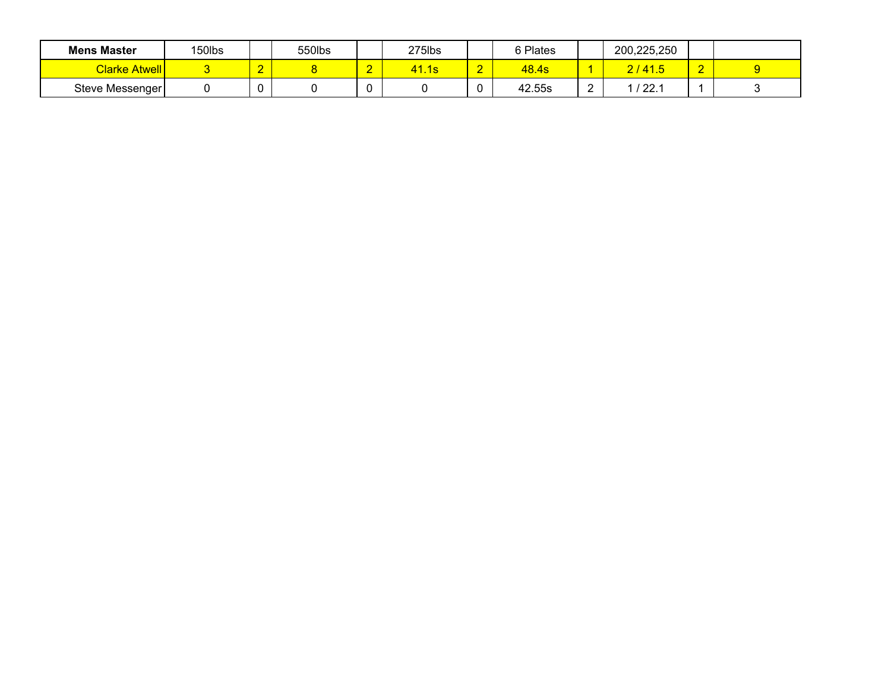| Mens Master | 150lbs | | 550lbs | | 275lbs | | 6 Plates | | 200,225,250 | | |
|---|---|---|---|---|---|---|---|---|---|---|---|
| Clarke Atwell | 3 | 2 | 8 | 2 | 41.1s | 2 | 48.4s | 1 | 2 / 41.5 | 2 | 9 |
| Steve Messenger | 0 | 0 | 0 | 0 | 0 | 0 | 42.55s | 2 | 1 / 22.1 | 1 | 3 |